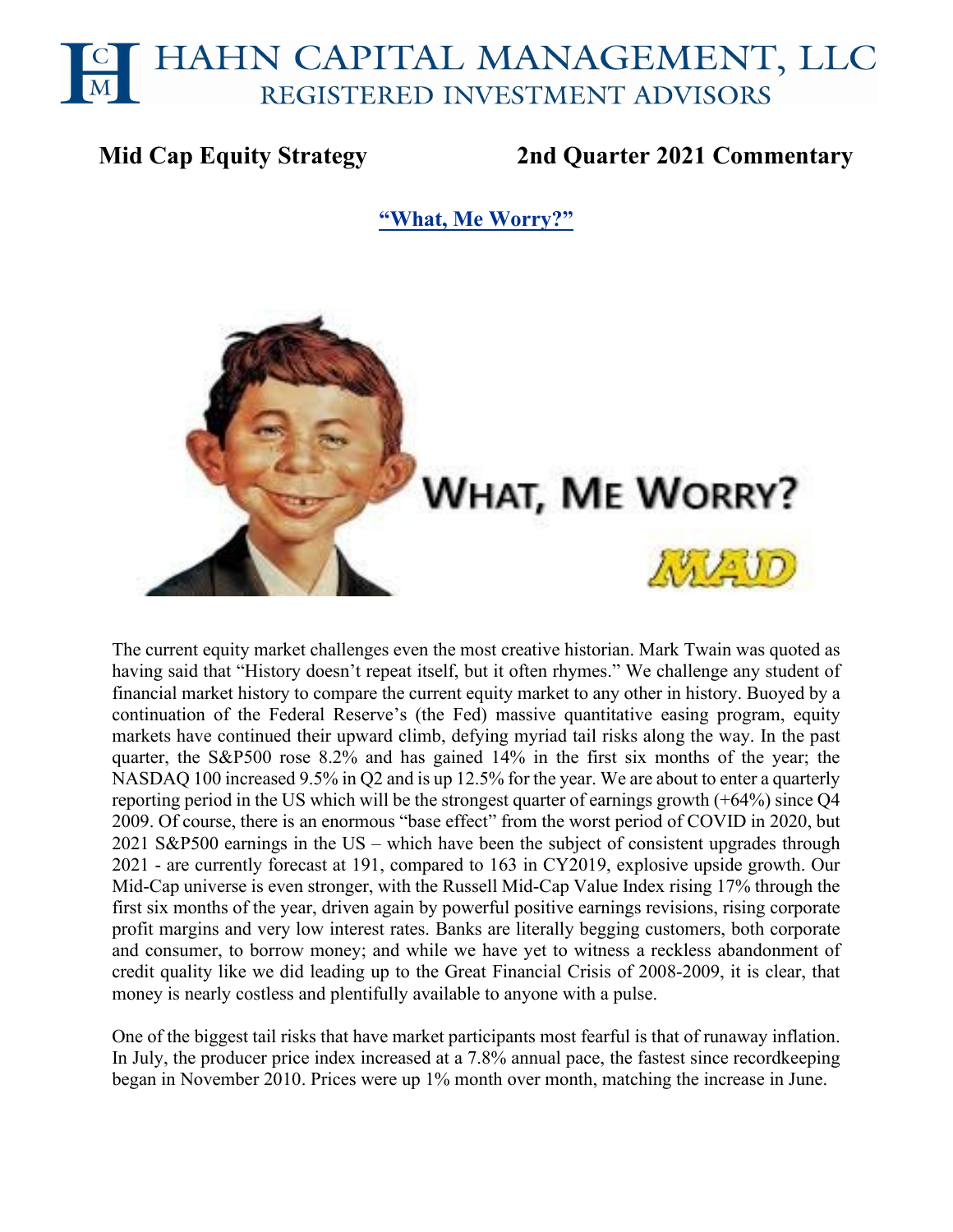# HAHN CAPITAL MANAGEMENT, LLC
## REGISTERED INVESTMENT ADVISORS

**Mid Cap Equity Strategy** **2nd Quarter 2021 Commentary**

## "What, Me Worry?"

The current equity market challenges even the most creative historian. Mark Twain was quoted as having said that "History doesn't repeat itself, but it often rhymes." We challenge any student of financial market history to compare the current equity market to any other in history. Buoyed by a continuation of the Federal Reserve's (the Fed) massive quantitative easing program, equity markets have continued their upward climb, defying myriad tail risks along the way. In the past quarter, the S&P500 rose 8.2% and has gained 14% in the first six months of the year; the NASDAQ 100 increased 9.5% in Q2 and is up 12.5% for the year. We are about to enter a quarterly reporting period in the US which will be the strongest quarter of earnings growth (+64%) since Q4 2009. Of course, there is an enormous "base effect" from the worst period of COVID in 2020, but 2021 S&P500 earnings in the US – which have been the subject of consistent upgrades through 2021 - are currently forecast at 191, compared to 163 in CY2019, explosive upside growth. Our Mid-Cap universe is even stronger, with the Russell Mid-Cap Value Index rising 17% through the first six months of the year, driven again by powerful positive earnings revisions, rising corporate profit margins and very low interest rates. Banks are literally begging customers, both corporate and consumer, to borrow money; and while we have yet to witness a reckless abandonment of credit quality like we did leading up to the Great Financial Crisis of 2008-2009, it is clear, that money is nearly costless and plentifully available to anyone with a pulse.

One of the biggest tail risks that have market participants most fearful is that of runaway inflation. In July, the producer price index increased at a 7.8% annual pace, the fastest since recordkeeping began in November 2010. Prices were up 1% month over month, matching the increase in June.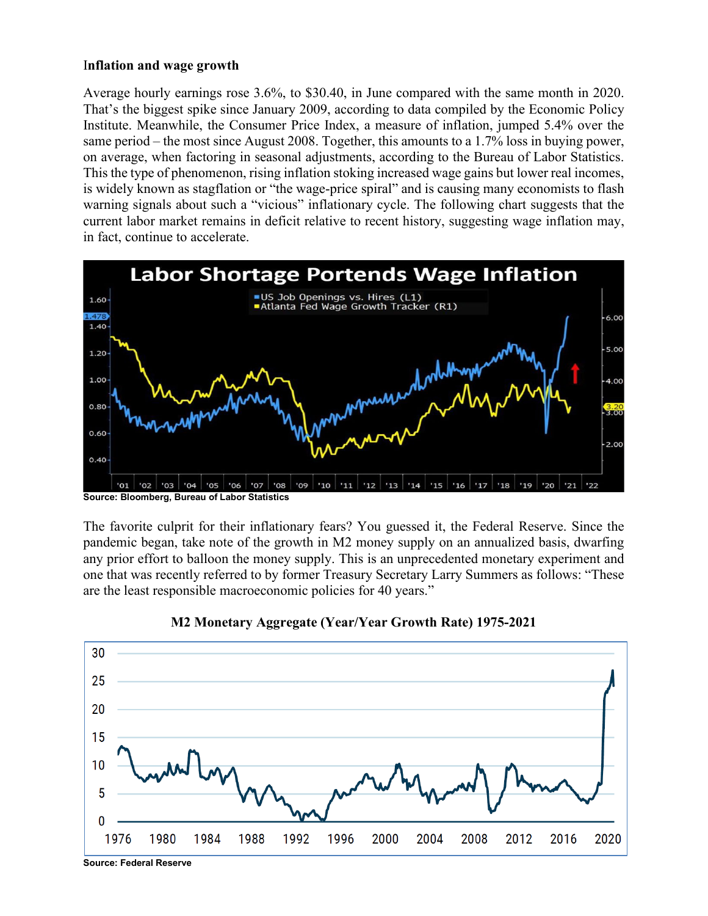**Inflation and wage growth**

Average hourly earnings rose 3.6%, to $30.40, in June compared with the same month in 2020. That's the biggest spike since January 2009, according to data compiled by the Economic Policy Institute. Meanwhile, the Consumer Price Index, a measure of inflation, jumped 5.4% over the same period – the most since August 2008. Together, this amounts to a 1.7% loss in buying power, on average, when factoring in seasonal adjustments, according to the Bureau of Labor Statistics. This the type of phenomenon, rising inflation stoking increased wage gains but lower real incomes, is widely known as stagflation or "the wage-price spiral" and is causing many economists to flash warning signals about such a "vicious" inflationary cycle. The following chart suggests that the current labor market remains in deficit relative to recent history, suggesting wage inflation may, in fact, continue to accelerate.

Source: Bloomberg, Bureau of Labor Statistics

The favorite culprit for their inflationary fears? You guessed it, the Federal Reserve. Since the pandemic began, take note of the growth in M2 money supply on an annualized basis, dwarfing any prior effort to balloon the money supply. This is an unprecedented monetary experiment and one that was recently referred to by former Treasury Secretary Larry Summers as follows: "These are the least responsible macroeconomic policies for 40 years."

**M2 Monetary Aggregate (Year/Year Growth Rate) 1975-2021**

Source: Federal Reserve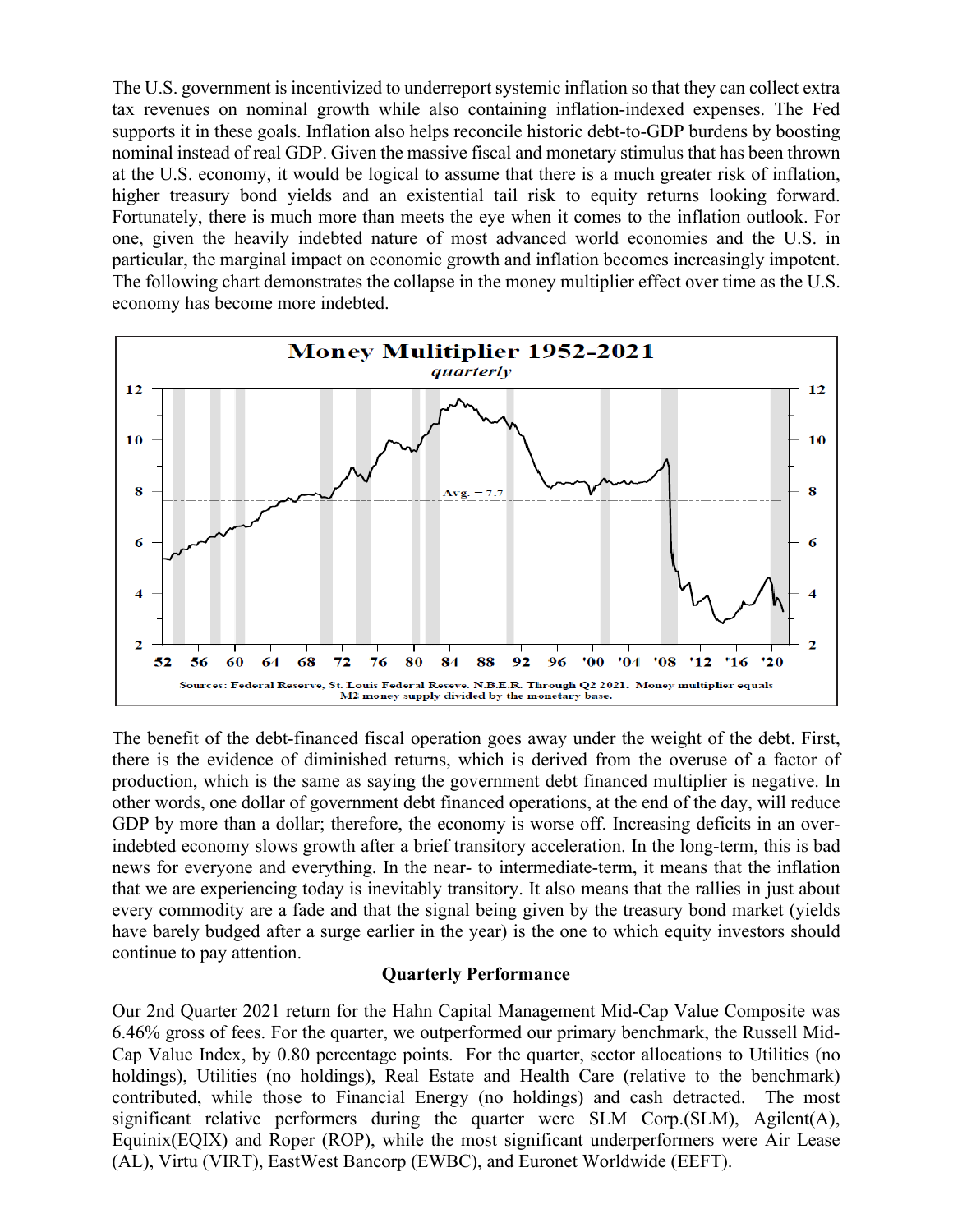The U.S. government is incentivized to underreport systemic inflation so that they can collect extra tax revenues on nominal growth while also containing inflation-indexed expenses. The Fed supports it in these goals. Inflation also helps reconcile historic debt-to-GDP burdens by boosting nominal instead of real GDP. Given the massive fiscal and monetary stimulus that has been thrown at the U.S. economy, it would be logical to assume that there is a much greater risk of inflation, higher treasury bond yields and an existential tail risk to equity returns looking forward. Fortunately, there is much more than meets the eye when it comes to the inflation outlook. For one, given the heavily indebted nature of most advanced world economies and the U.S. in particular, the marginal impact on economic growth and inflation becomes increasingly impotent. The following chart demonstrates the collapse in the money multiplier effect over time as the U.S. economy has become more indebted.

**Money Mulitiplier 1952-2021**

*quarterly*

Sources: Federal Reserve, St. Louis Federal Reseve. N.B.E.R. Through Q2 2021. Money multiplier equals M2 money supply divided by the monetary base.

The benefit of the debt-financed fiscal operation goes away under the weight of the debt. First, there is the evidence of diminished returns, which is derived from the overuse of a factor of production, which is the same as saying the government debt financed multiplier is negative. In other words, one dollar of government debt financed operations, at the end of the day, will reduce GDP by more than a dollar; therefore, the economy is worse off. Increasing deficits in an over-indebted economy slows growth after a brief transitory acceleration. In the long-term, this is bad news for everyone and everything. In the near- to intermediate-term, it means that the inflation that we are experiencing today is inevitably transitory. It also means that the rallies in just about every commodity are a fade and that the signal being given by the treasury bond market (yields have barely budged after a surge earlier in the year) is the one to which equity investors should continue to pay attention.

## Quarterly Performance

Our 2nd Quarter 2021 return for the Hahn Capital Management Mid-Cap Value Composite was 6.46% gross of fees. For the quarter, we outperformed our primary benchmark, the Russell Mid-Cap Value Index, by 0.80 percentage points. For the quarter, sector allocations to Utilities (no holdings), Utilities (no holdings), Real Estate and Health Care (relative to the benchmark) contributed, while those to Financial Energy (no holdings) and cash detracted. The most significant relative performers during the quarter were SLM Corp.(SLM), Agilent(A), Equinix(EQIX) and Roper (ROP), while the most significant underperformers were Air Lease (AL), Virtu (VIRT), EastWest Bancorp (EWBC), and Euronet Worldwide (EEFT).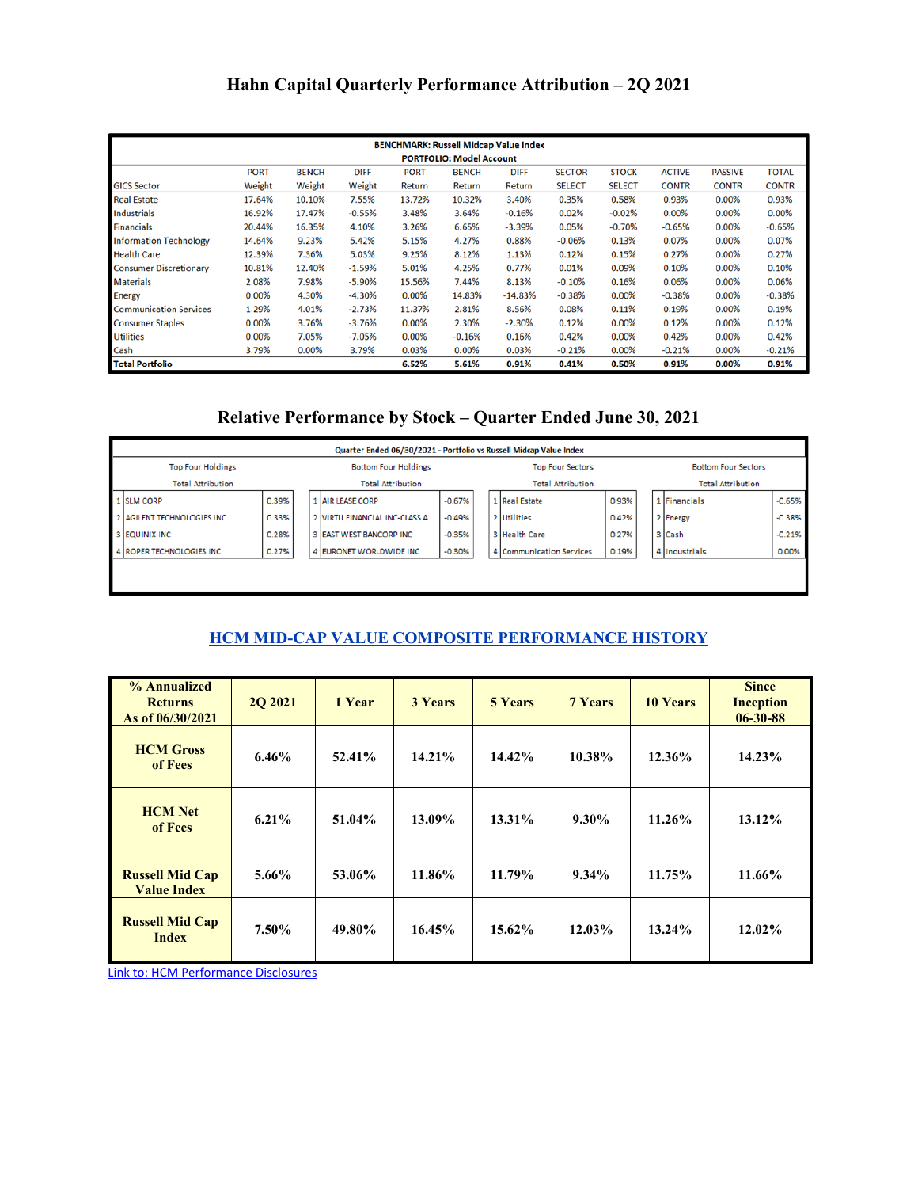# Hahn Capital Quarterly Performance Attribution – 2Q 2021

| BENCHMARK: Russell Midcap Value Index<br>PORTFOLIO: Model Account | | | | | | | | | | | |
|---|---|---|---|---|---|---|---|---|---|---|---|
| GICS Sector | PORT Weight | BENCH Weight | DIFF Weight | PORT Return | BENCH Return | DIFF Return | SECTOR SELECT | STOCK SELECT | ACTIVE CONTR | PASSIVE CONTR | TOTAL CONTR |
| Real Estate | 17.64% | 10.10% | 7.55% | 13.72% | 10.32% | 3.40% | 0.35% | 0.58% | 0.93% | 0.00% | 0.93% |
| Industrials | 16.92% | 17.47% | -0.55% | 3.48% | 3.64% | -0.16% | 0.02% | -0.02% | 0.00% | 0.00% | 0.00% |
| Financials | 20.44% | 16.35% | 4.10% | 3.26% | 6.65% | -3.39% | 0.05% | -0.70% | -0.65% | 0.00% | -0.65% |
| Information Technology | 14.64% | 9.23% | 5.42% | 5.15% | 4.27% | 0.88% | -0.06% | 0.13% | 0.07% | 0.00% | 0.07% |
| Health Care | 12.39% | 7.36% | 5.03% | 9.25% | 8.12% | 1.13% | 0.12% | 0.15% | 0.27% | 0.00% | 0.27% |
| Consumer Discretionary | 10.81% | 12.40% | -1.59% | 5.01% | 4.25% | 0.77% | 0.01% | 0.09% | 0.10% | 0.00% | 0.10% |
| Materials | 2.08% | 7.98% | -5.90% | 15.56% | 7.44% | 8.13% | -0.10% | 0.16% | 0.06% | 0.00% | 0.06% |
| Energy | 0.00% | 4.30% | -4.30% | 0.00% | 14.83% | -14.83% | -0.38% | 0.00% | -0.38% | 0.00% | -0.38% |
| Communication Services | 1.29% | 4.01% | -2.73% | 11.37% | 2.81% | 8.56% | 0.08% | 0.11% | 0.19% | 0.00% | 0.19% |
| Consumer Staples | 0.00% | 3.76% | -3.76% | 0.00% | 2.30% | -2.30% | 0.12% | 0.00% | 0.12% | 0.00% | 0.12% |
| Utilities | 0.00% | 7.05% | -7.05% | 0.00% | -0.16% | 0.16% | 0.42% | 0.00% | 0.42% | 0.00% | 0.42% |
| Cash | 3.79% | 0.00% | 3.79% | 0.03% | 0.00% | 0.03% | -0.21% | 0.00% | -0.21% | 0.00% | -0.21% |
| **Total Portfolio** | | | | **6.52%** | **5.61%** | **0.91%** | **0.41%** | **0.50%** | **0.91%** | **0.00%** | **0.91%** |

# Relative Performance by Stock – Quarter Ended June 30, 2021

Quarter Ended 06/30/2021 - Portfolio vs Russell Midcap Value Index

| | Top Four Holdings<br>Total Attribution | | | Bottom Four Holdings<br>Total Attribution | | | Top Four Sectors<br>Total Attribution | | | Bottom Four Sectors<br>Total Attribution | |
|---|---|---|---|---|---|---|---|---|---|---|---|
| 1 | SLM CORP | 0.39% | 1 | AIR LEASE CORP | -0.67% | 1 | Real Estate | 0.93% | 1 | Financials | -0.65% |
| 2 | AGILENT TECHNOLOGIES INC | 0.33% | 2 | VIRTU FINANCIAL INC-CLASS A | -0.49% | 2 | Utilities | 0.42% | 2 | Energy | -0.38% |
| 3 | EQUINIX INC | 0.28% | 3 | EAST WEST BANCORP INC | -0.35% | 3 | Health Care | 0.27% | 3 | Cash | -0.21% |
| 4 | ROPER TECHNOLOGIES INC | 0.27% | 4 | EURONET WORLDWIDE INC | -0.30% | 4 | Communication Services | 0.19% | 4 | Industrials | 0.00% |

## HCM MID-CAP VALUE COMPOSITE PERFORMANCE HISTORY

| % Annualized Returns As of 06/30/2021 | 2Q 2021 | 1 Year | 3 Years | 5 Years | 7 Years | 10 Years | Since Inception 06-30-88 |
|---|---|---|---|---|---|---|---|
| **HCM Gross of Fees** | 6.46% | 52.41% | 14.21% | 14.42% | 10.38% | 12.36% | 14.23% |
| **HCM Net of Fees** | 6.21% | 51.04% | 13.09% | 13.31% | 9.30% | 11.26% | 13.12% |
| **Russell Mid Cap Value Index** | 5.66% | 53.06% | 11.86% | 11.79% | 9.34% | 11.75% | 11.66% |
| **Russell Mid Cap Index** | 7.50% | 49.80% | 16.45% | 15.62% | 12.03% | 13.24% | 12.02% |

Link to: HCM Performance Disclosures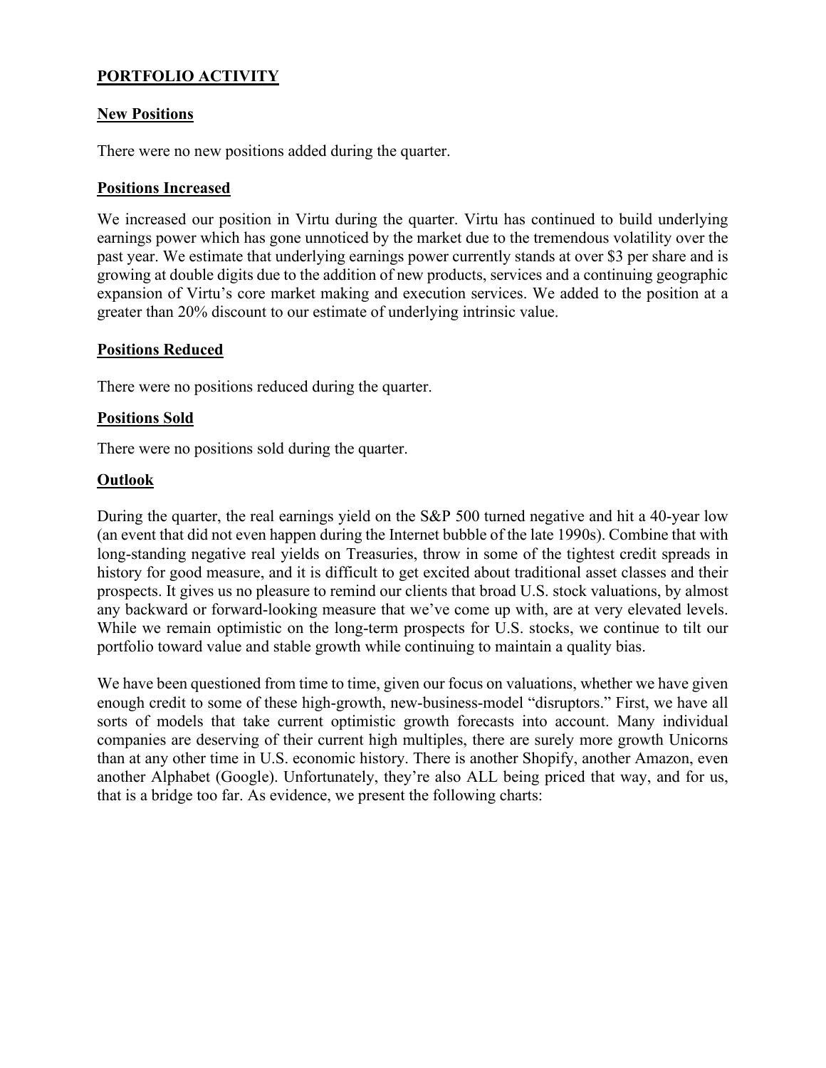## PORTFOLIO ACTIVITY

### New Positions

There were no new positions added during the quarter.

### Positions Increased

We increased our position in Virtu during the quarter. Virtu has continued to build underlying earnings power which has gone unnoticed by the market due to the tremendous volatility over the past year. We estimate that underlying earnings power currently stands at over $3 per share and is growing at double digits due to the addition of new products, services and a continuing geographic expansion of Virtu's core market making and execution services. We added to the position at a greater than 20% discount to our estimate of underlying intrinsic value.

### Positions Reduced

There were no positions reduced during the quarter.

### Positions Sold

There were no positions sold during the quarter.

### Outlook

During the quarter, the real earnings yield on the S&P 500 turned negative and hit a 40-year low (an event that did not even happen during the Internet bubble of the late 1990s). Combine that with long-standing negative real yields on Treasuries, throw in some of the tightest credit spreads in history for good measure, and it is difficult to get excited about traditional asset classes and their prospects. It gives us no pleasure to remind our clients that broad U.S. stock valuations, by almost any backward or forward-looking measure that we've come up with, are at very elevated levels. While we remain optimistic on the long-term prospects for U.S. stocks, we continue to tilt our portfolio toward value and stable growth while continuing to maintain a quality bias.

We have been questioned from time to time, given our focus on valuations, whether we have given enough credit to some of these high-growth, new-business-model "disruptors." First, we have all sorts of models that take current optimistic growth forecasts into account. Many individual companies are deserving of their current high multiples, there are surely more growth Unicorns than at any other time in U.S. economic history. There is another Shopify, another Amazon, even another Alphabet (Google). Unfortunately, they're also ALL being priced that way, and for us, that is a bridge too far. As evidence, we present the following charts: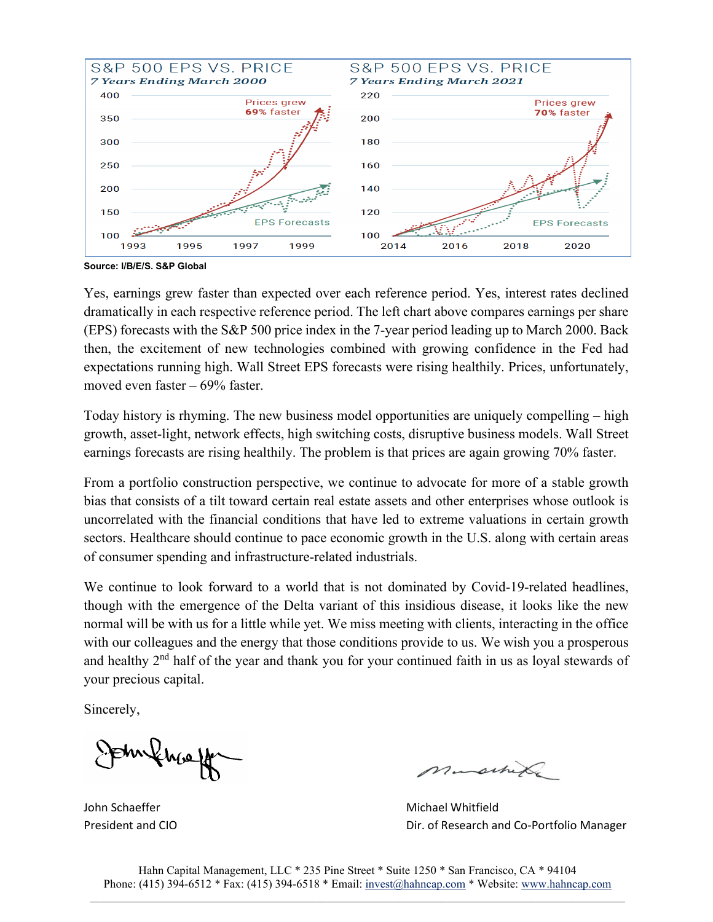S&P 500 EPS VS. PRICE
*7 Years Ending March 2000*

400
350
300
250
200
150
100

1993 1995 1997 1999

Prices grew **69%** faster

EPS Forecasts

S&P 500 EPS VS. PRICE
*7 Years Ending March 2021*

220
200
180
160
140
120
100

2014 2016 2018 2020

Prices grew **70%** faster

EPS Forecasts

**Source: I/B/E/S. S&P Global**

Yes, earnings grew faster than expected over each reference period. Yes, interest rates declined dramatically in each respective reference period. The left chart above compares earnings per share (EPS) forecasts with the S&P 500 price index in the 7-year period leading up to March 2000. Back then, the excitement of new technologies combined with growing confidence in the Fed had expectations running high. Wall Street EPS forecasts were rising healthily. Prices, unfortunately, moved even faster – 69% faster.

Today history is rhyming. The new business model opportunities are uniquely compelling – high growth, asset-light, network effects, high switching costs, disruptive business models. Wall Street earnings forecasts are rising healthily. The problem is that prices are again growing 70% faster.

From a portfolio construction perspective, we continue to advocate for more of a stable growth bias that consists of a tilt toward certain real estate assets and other enterprises whose outlook is uncorrelated with the financial conditions that have led to extreme valuations in certain growth sectors. Healthcare should continue to pace economic growth in the U.S. along with certain areas of consumer spending and infrastructure-related industrials.

We continue to look forward to a world that is not dominated by Covid-19-related headlines, though with the emergence of the Delta variant of this insidious disease, it looks like the new normal will be with us for a little while yet. We miss meeting with clients, interacting in the office with our colleagues and the energy that those conditions provide to us. We wish you a prosperous and healthy 2nd half of the year and thank you for your continued faith in us as loyal stewards of your precious capital.

Sincerely,

John Schaeffer
President and CIO

Michael Whitfield
Dir. of Research and Co-Portfolio Manager

Hahn Capital Management, LLC * 235 Pine Street * Suite 1250 * San Francisco, CA * 94104
Phone: (415) 394-6512 * Fax: (415) 394-6518 * Email: invest@hahncap.com * Website: www.hahncap.com